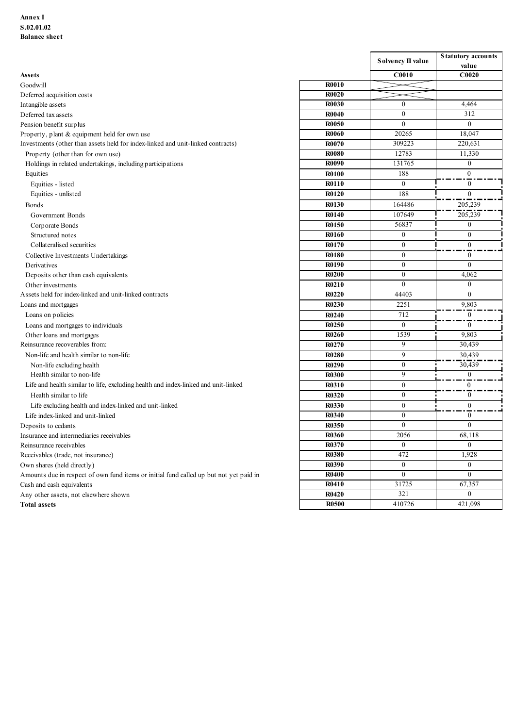**Annex I**
**S.02.01.02**
**Balance sheet**

| | | Solvency II value | Statutory accounts value |
|---|---|---|---|
| **Assets** | | C0010 | C0020 |
| Goodwill | R0010 | | |
| Deferred acquisition costs | R0020 | | |
| Intangible assets | R0030 | 0 | 4,464 |
| Deferred tax assets | R0040 | 0 | 312 |
| Pension benefit surplus | R0050 | 0 | 0 |
| Property, plant & equipment held for own use | R0060 | 20265 | 18,047 |
| Investments (other than assets held for index-linked and unit-linked contracts) | R0070 | 309223 | 220,631 |
| Property (other than for own use) | R0080 | 12783 | 11,330 |
| Holdings in related undertakings, including participations | R0090 | 131765 | 0 |
| Equities | R0100 | 188 | 0 |
| Equities - listed | R0110 | 0 | 0 |
| Equities - unlisted | R0120 | 188 | 0 |
| Bonds | R0130 | 164486 | 205,239 |
| Government Bonds | R0140 | 107649 | 205,239 |
| Corporate Bonds | R0150 | 56837 | 0 |
| Structured notes | R0160 | 0 | 0 |
| Collateralised securities | R0170 | 0 | 0 |
| Collective Investments Undertakings | R0180 | 0 | 0 |
| Derivatives | R0190 | 0 | 0 |
| Deposits other than cash equivalents | R0200 | 0 | 4,062 |
| Other investments | R0210 | 0 | 0 |
| Assets held for index-linked and unit-linked contracts | R0220 | 44403 | 0 |
| Loans and mortgages | R0230 | 2251 | 9,803 |
| Loans on policies | R0240 | 712 | 0 |
| Loans and mortgages to individuals | R0250 | 0 | 0 |
| Other loans and mortgages | R0260 | 1539 | 9,803 |
| Reinsurance recoverables from: | R0270 | 9 | 30,439 |
| Non-life and health similar to non-life | R0280 | 9 | 30,439 |
| Non-life excluding health | R0290 | 0 | 30,439 |
| Health similar to non-life | R0300 | 9 | 0 |
| Life and health similar to life, excluding health and index-linked and unit-linked | R0310 | 0 | 0 |
| Health similar to life | R0320 | 0 | 0 |
| Life excluding health and index-linked and unit-linked | R0330 | 0 | 0 |
| Life index-linked and unit-linked | R0340 | 0 | 0 |
| Deposits to cedants | R0350 | 0 | 0 |
| Insurance and intermediaries receivables | R0360 | 2056 | 68,118 |
| Reinsurance receivables | R0370 | 0 | 0 |
| Receivables (trade, not insurance) | R0380 | 472 | 1,928 |
| Own shares (held directly) | R0390 | 0 | 0 |
| Amounts due in respect of own fund items or initial fund called up but not yet paid in | R0400 | 0 | 0 |
| Cash and cash equivalents | R0410 | 31725 | 67,357 |
| Any other assets, not elsewhere shown | R0420 | 321 | 0 |
| **Total assets** | R0500 | 410726 | 421,098 |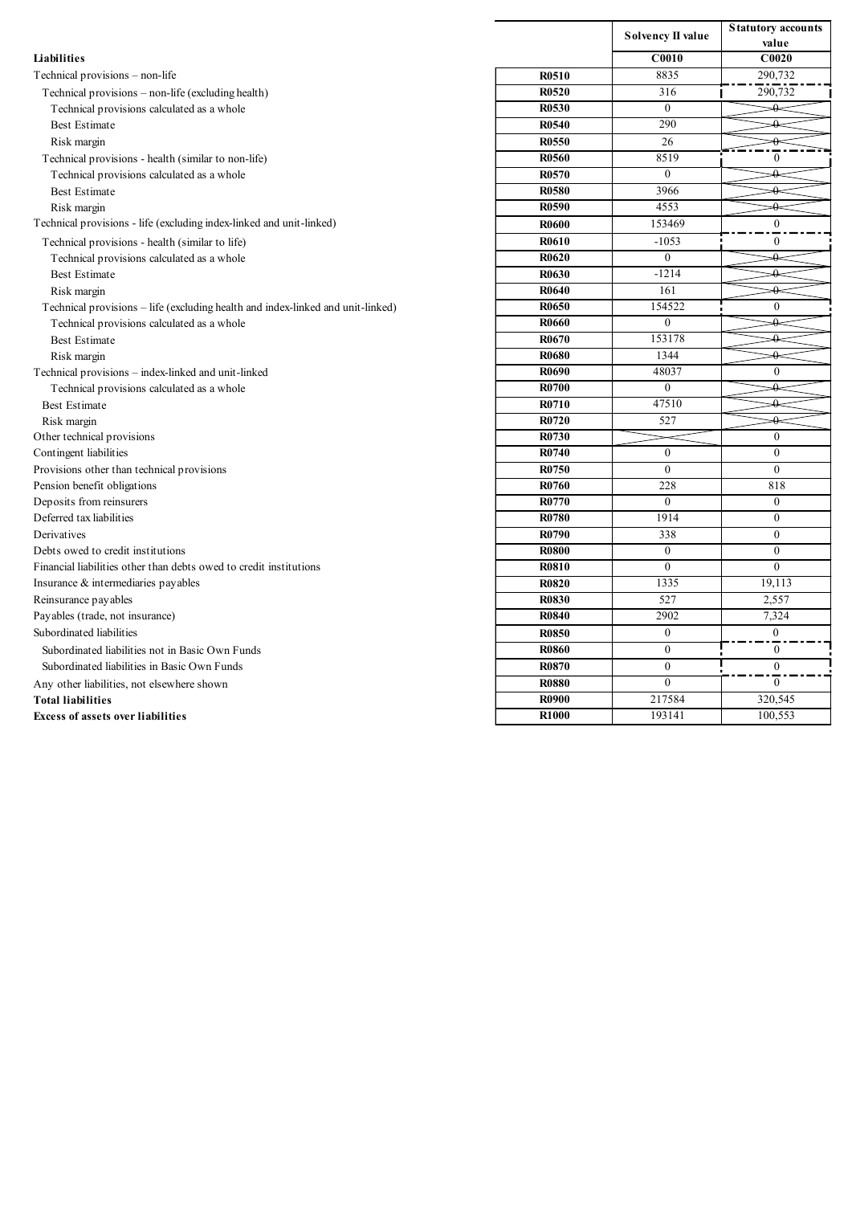| Liabilities | | Solvency II value | Statutory accounts value |
|---|---|---|---|
| | | C0010 | C0020 |
| Technical provisions – non-life | R0510 | 8835 | 290,732 |
| Technical provisions – non-life (excluding health) | R0520 | 316 | 290,732 |
| Technical provisions calculated as a whole | R0530 | 0 | 0 |
| Best Estimate | R0540 | 290 | 0 |
| Risk margin | R0550 | 26 | 0 |
| Technical provisions - health (similar to non-life) | R0560 | 8519 | 0 |
| Technical provisions calculated as a whole | R0570 | 0 | 0 |
| Best Estimate | R0580 | 3966 | 0 |
| Risk margin | R0590 | 4553 | 0 |
| Technical provisions - life (excluding index-linked and unit-linked) | R0600 | 153469 | 0 |
| Technical provisions - health (similar to life) | R0610 | -1053 | 0 |
| Technical provisions calculated as a whole | R0620 | 0 | 0 |
| Best Estimate | R0630 | -1214 | 0 |
| Risk margin | R0640 | 161 | 0 |
| Technical provisions – life (excluding health and index-linked and unit-linked) | R0650 | 154522 | 0 |
| Technical provisions calculated as a whole | R0660 | 0 | 0 |
| Best Estimate | R0670 | 153178 | 0 |
| Risk margin | R0680 | 1344 | 0 |
| Technical provisions – index-linked and unit-linked | R0690 | 48037 | 0 |
| Technical provisions calculated as a whole | R0700 | 0 | 0 |
| Best Estimate | R0710 | 47510 | 0 |
| Risk margin | R0720 | 527 | 0 |
| Other technical provisions | R0730 | | 0 |
| Contingent liabilities | R0740 | 0 | 0 |
| Provisions other than technical provisions | R0750 | 0 | 0 |
| Pension benefit obligations | R0760 | 228 | 818 |
| Deposits from reinsurers | R0770 | 0 | 0 |
| Deferred tax liabilities | R0780 | 1914 | 0 |
| Derivatives | R0790 | 338 | 0 |
| Debts owed to credit institutions | R0800 | 0 | 0 |
| Financial liabilities other than debts owed to credit institutions | R0810 | 0 | 0 |
| Insurance & intermediaries payables | R0820 | 1335 | 19,113 |
| Reinsurance payables | R0830 | 527 | 2,557 |
| Payables (trade, not insurance) | R0840 | 2902 | 7,324 |
| Subordinated liabilities | R0850 | 0 | 0 |
| Subordinated liabilities not in Basic Own Funds | R0860 | 0 | 0 |
| Subordinated liabilities in Basic Own Funds | R0870 | 0 | 0 |
| Any other liabilities, not elsewhere shown | R0880 | 0 | 0 |
| **Total liabilities** | R0900 | 217584 | 320,545 |
| **Excess of assets over liabilities** | R1000 | 193141 | 100,553 |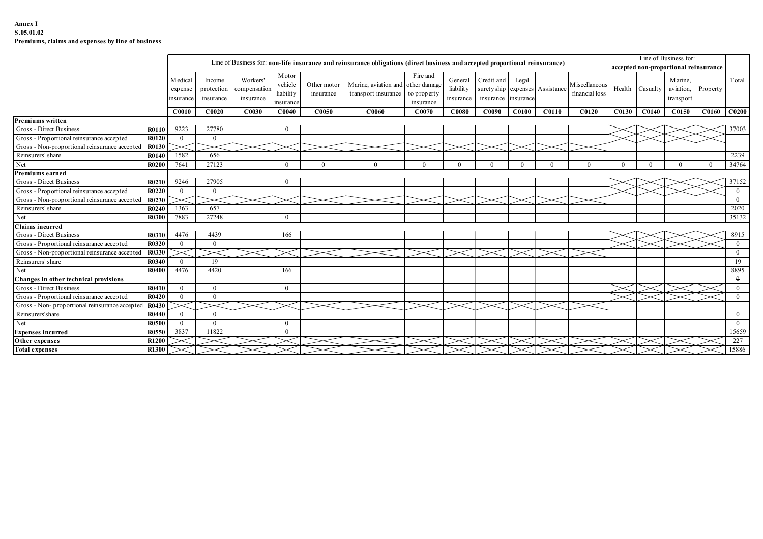**Annex I**
**S.05.01.02**
**Premiums, claims and expenses by line of business**

| | | Line of Business for: **non-life insurance and reinsurance obligations (direct business and accepted proportional reinsurance)** | | | | | | | | | | | | **accepted non-proportional reinsurance** Line of Business for: | | | | Total |
|---|---|---|---|---|---|---|---|---|---|---|---|---|---|---|---|---|---|---|
| | | Medical expense insurance | Income protection insurance | Workers' compensation insurance | Motor vehicle liability insurance | Other motor insurance | Marine, aviation and transport insurance | Fire and other damage to property insurance | General liability insurance | Credit and suretyship insurance | Legal expenses insurance | Assistance | Miscellaneous financial loss | Health | Casualty | Marine, aviation, transport | Property | |
| | | **C0010** | **C0020** | **C0030** | **C0040** | **C0050** | **C0060** | **C0070** | **C0080** | **C0090** | **C0100** | **C0110** | **C0120** | **C0130** | **C0140** | **C0150** | **C0160** | **C0200** |
| **Premiums written** | | | | | | | | | | | | | | | | | | |
| Gross - Direct Business | **R0110** | 9223 | 27780 | | 0 | | | | | | | | | | | | | 37003 |
| Gross - Proportional reinsurance accepted | **R0120** | 0 | 0 | | | | | | | | | | | | | | | |
| Gross - Non-proportional reinsurance accepted | **R0130** | | | | | | | | | | | | | | | | | |
| Reinsurers' share | **R0140** | 1582 | 656 | | | | | | | | | | | | | | | 2239 |
| Net | **R0200** | 7641 | 27123 | | 0 | 0 | 0 | 0 | 0 | 0 | 0 | 0 | 0 | 0 | 0 | 0 | 0 | 34764 |
| **Premiums earned** | | | | | | | | | | | | | | | | | | |
| Gross - Direct Business | **R0210** | 9246 | 27905 | | 0 | | | | | | | | | | | | | 37152 |
| Gross - Proportional reinsurance accepted | **R0220** | 0 | 0 | | | | | | | | | | | | | | | 0 |
| Gross - Non-proportional reinsurance accepted | **R0230** | | | | | | | | | | | | | | | | | 0 |
| Reinsurers' share | **R0240** | 1363 | 657 | | | | | | | | | | | | | | | 2020 |
| Net | **R0300** | 7883 | 27248 | | 0 | | | | | | | | | | | | | 35132 |
| **Claims incurred** | | | | | | | | | | | | | | | | | | |
| Gross - Direct Business | **R0310** | 4476 | 4439 | | 166 | | | | | | | | | | | | | 8915 |
| Gross - Proportional reinsurance accepted | **R0320** | 0 | 0 | | | | | | | | | | | | | | | 0 |
| Gross - Non-proportional reinsurance accepted | **R0330** | | | | | | | | | | | | | | | | | 0 |
| Reinsurers' share | **R0340** | 0 | 19 | | | | | | | | | | | | | | | 19 |
| Net | **R0400** | 4476 | 4420 | | 166 | | | | | | | | | | | | | 8895 |
| **Changes in other technical provisions** | | | | | | | | | | | | | | | | | | 0 |
| Gross - Direct Business | **R0410** | 0 | 0 | | 0 | | | | | | | | | | | | | 0 |
| Gross - Proportional reinsurance accepted | **R0420** | 0 | 0 | | | | | | | | | | | | | | | 0 |
| Gross - Non- proportional reinsurance accepted | **R0430** | | | | | | | | | | | | | | | | | |
| Reinsurers'share | **R0440** | 0 | 0 | | | | | | | | | | | | | | | 0 |
| Net | **R0500** | 0 | 0 | | 0 | | | | | | | | | | | | | 0 |
| **Expenses incurred** | **R0550** | 3837 | 11822 | | 0 | | | | | | | | | | | | | 15659 |
| **Other expenses** | **R1200** | | | | | | | | | | | | | | | | | 227 |
| **Total expenses** | **R1300** | | | | | | | | | | | | | | | | | 15886 |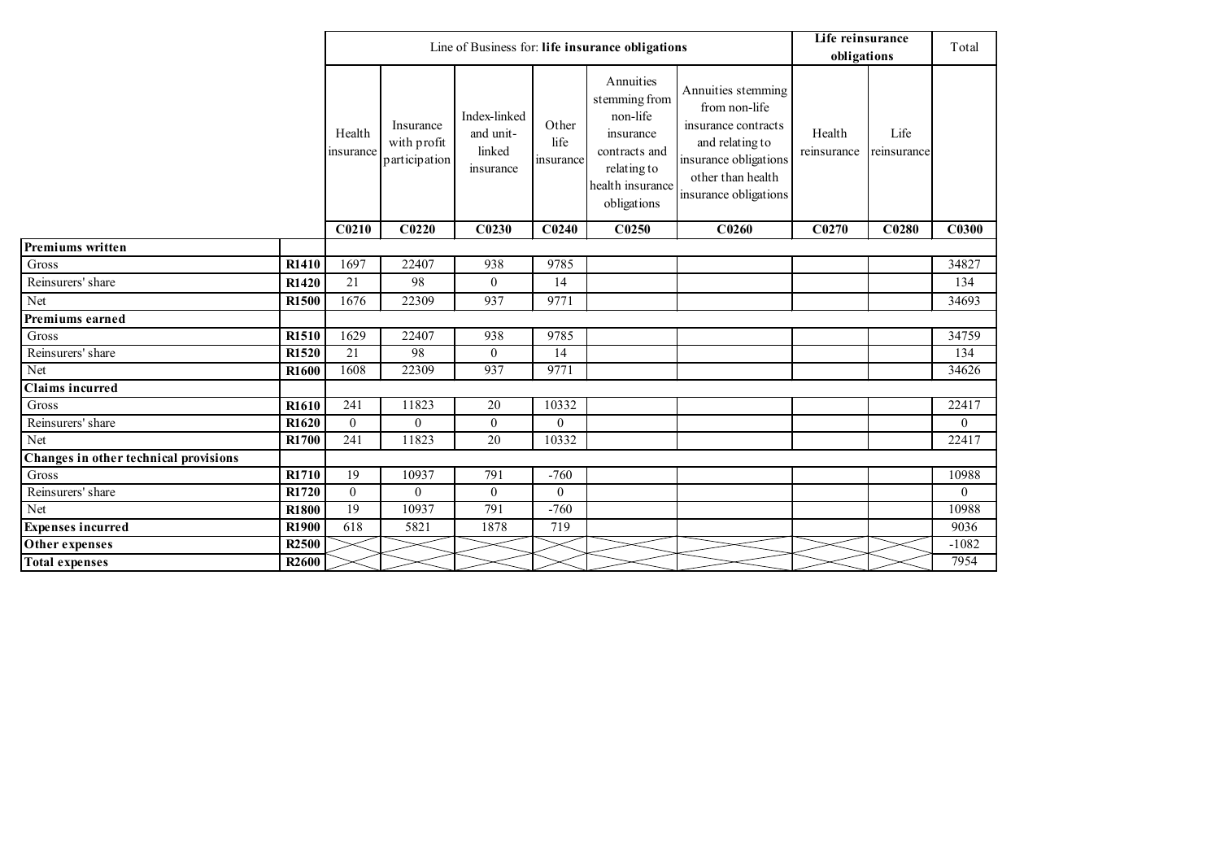| | | Line of Business for: **life insurance obligations** | | | | | | **Life reinsurance obligations** | | Total |
|---|---|---|---|---|---|---|---|---|---|---|
| | | Health insurance | Insurance with profit participation | Index-linked and unit-linked insurance | Other life insurance | Annuities stemming from non-life insurance contracts and relating to health insurance obligations | Annuities stemming from non-life insurance contracts and relating to insurance obligations other than health insurance obligations | Health reinsurance | Life reinsurance | |
| | | **C0210** | **C0220** | **C0230** | **C0240** | **C0250** | **C0260** | **C0270** | **C0280** | **C0300** |
| **Premiums written** | | | | | | | | | | |
| Gross | **R1410** | 1697 | 22407 | 938 | 9785 | | | | | 34827 |
| Reinsurers' share | **R1420** | 21 | 98 | 0 | 14 | | | | | 134 |
| Net | **R1500** | 1676 | 22309 | 937 | 9771 | | | | | 34693 |
| **Premiums earned** | | | | | | | | | | |
| Gross | **R1510** | 1629 | 22407 | 938 | 9785 | | | | | 34759 |
| Reinsurers' share | **R1520** | 21 | 98 | 0 | 14 | | | | | 134 |
| Net | **R1600** | 1608 | 22309 | 937 | 9771 | | | | | 34626 |
| **Claims incurred** | | | | | | | | | | |
| Gross | **R1610** | 241 | 11823 | 20 | 10332 | | | | | 22417 |
| Reinsurers' share | **R1620** | 0 | 0 | 0 | 0 | | | | | 0 |
| Net | **R1700** | 241 | 11823 | 20 | 10332 | | | | | 22417 |
| **Changes in other technical provisions** | | | | | | | | | | |
| Gross | **R1710** | 19 | 10937 | 791 | -760 | | | | | 10988 |
| Reinsurers' share | **R1720** | 0 | 0 | 0 | 0 | | | | | 0 |
| Net | **R1800** | 19 | 10937 | 791 | -760 | | | | | 10988 |
| **Expenses incurred** | **R1900** | 618 | 5821 | 1878 | 719 | | | | | 9036 |
| **Other expenses** | **R2500** | | | | | | | | | -1082 |
| **Total expenses** | **R2600** | | | | | | | | | 7954 |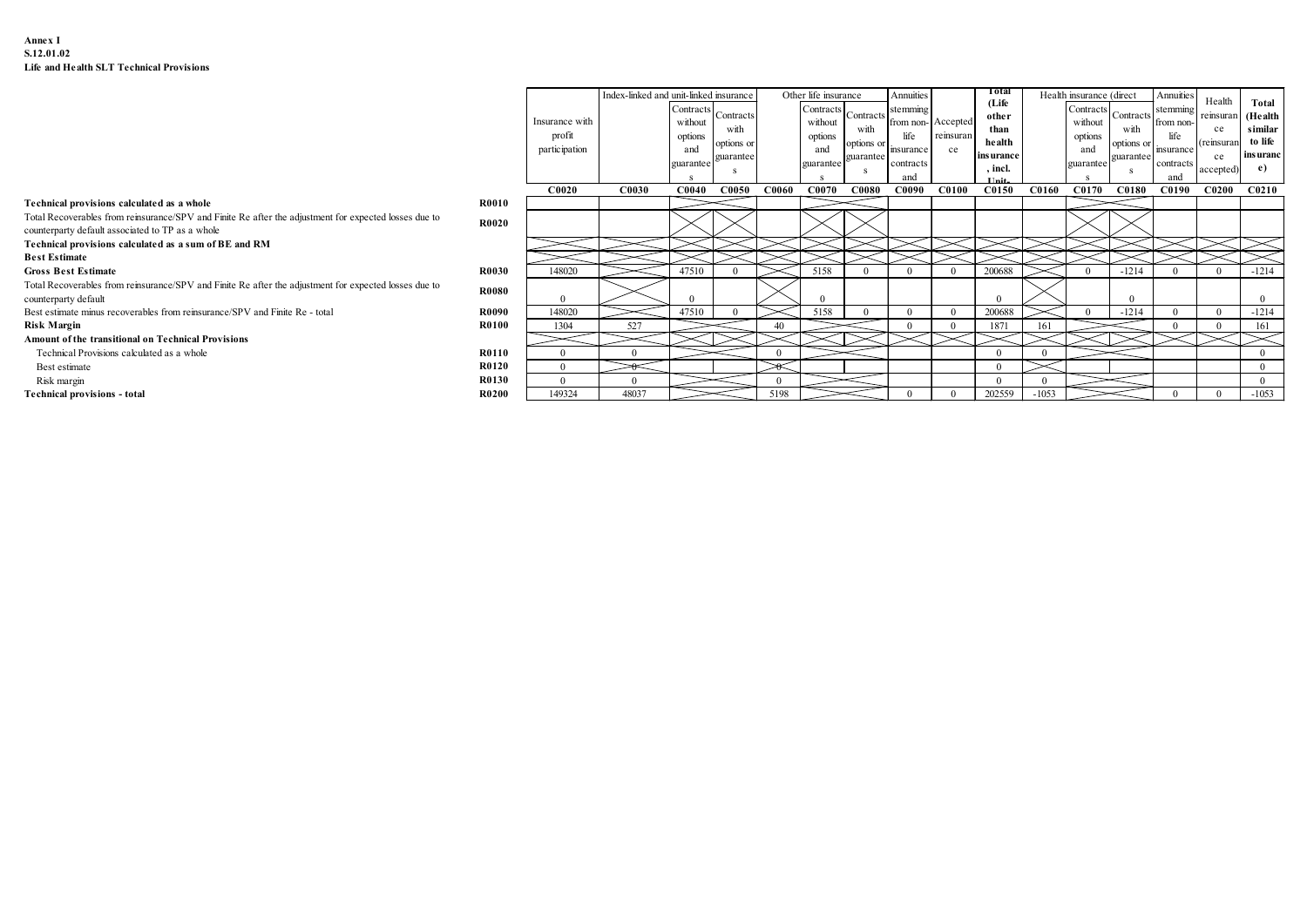**Annex I**
**S.12.01.02**
**Life and Health SLT Technical Provisions**

| | | Insurance with profit participation | Index-linked and unit-linked insurance | | | Other life insurance | | | Annuities stemming from non-life insurance contracts and | Accepted reinsurance | Total (Life other than health insurance, incl. Unit- | Health insurance (direct | | | Annuities stemming from non-life insurance contracts and | Health reinsurance (reinsurance accepted) | Total (Health similar to life insurance) |
|---|---|---|---|---|---|---|---|---|---|---|---|---|---|---|---|---|---|
| | | | | Contracts without options and guarantees | Contracts with options or guarantees | | Contracts without options and guarantees | Contracts with options or guarantees | | | | | Contracts without options and guarantees | Contracts with options or guarantees | | | |
| | | C0020 | C0030 | C0040 | C0050 | C0060 | C0070 | C0080 | C0090 | C0100 | C0150 | C0160 | C0170 | C0180 | C0190 | C0200 | C0210 |
| **Technical provisions calculated as a whole** | **R0010** | | | | | | | | | | | | | | | | |
| Total Recoverables from reinsurance/SPV and Finite Re after the adjustment for expected losses due to counterparty default associated to TP as a whole | **R0020** | | | | | | | | | | | | | | | | |
| **Technical provisions calculated as a sum of BE and RM** | | | | | | | | | | | | | | | | | |
| **Best Estimate** | | | | | | | | | | | | | | | | | |
| **Gross Best Estimate** | **R0030** | 148020 | | 47510 | 0 | | 5158 | 0 | 0 | 0 | 200688 | | 0 | -1214 | 0 | 0 | -1214 |
| Total Recoverables from reinsurance/SPV and Finite Re after the adjustment for expected losses due to counterparty default | **R0080** | 0 | | 0 | | | 0 | | | | 0 | | | 0 | | | 0 |
| Best estimate minus recoverables from reinsurance/SPV and Finite Re - total | **R0090** | 148020 | | 47510 | 0 | | 5158 | 0 | 0 | 0 | 200688 | | 0 | -1214 | 0 | 0 | -1214 |
| **Risk Margin** | **R0100** | 1304 | 527 | | | 40 | | | 0 | 0 | 1871 | 161 | | | 0 | 0 | 161 |
| **Amount of the transitional on Technical Provisions** | | | | | | | | | | | | | | | | | |
| Technical Provisions calculated as a whole | **R0110** | 0 | 0 | | | 0 | | | | | 0 | 0 | | | | | 0 |
| Best estimate | **R0120** | 0 | 0 | | | 0 | | | | | 0 | | | | | | 0 |
| Risk margin | **R0130** | 0 | 0 | | | 0 | | | | | 0 | 0 | | | | | 0 |
| **Technical provisions - total** | **R0200** | 149324 | 48037 | | | 5198 | | | 0 | 0 | 202559 | -1053 | | | 0 | 0 | -1053 |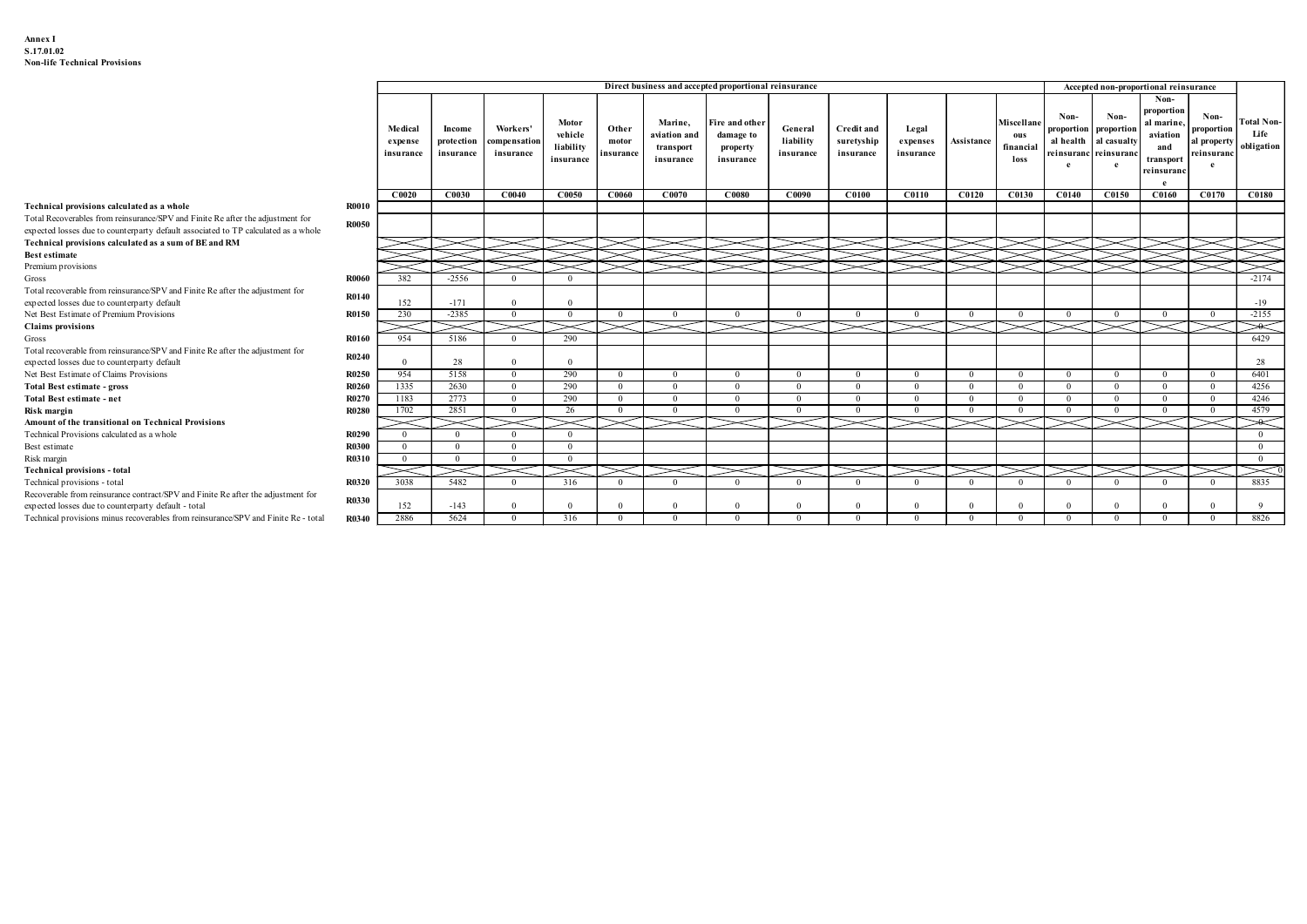**Annex I**
**S.17.01.02**
**Non-life Technical Provisions**

| | | Direct business and accepted proportional reinsurance | | | | | | | | | | | | Accepted non-proportional reinsurance | | | | |
|---|---|---|---|---|---|---|---|---|---|---|---|---|---|---|---|---|---|---|
| | | Medical expense insurance | Income protection insurance | Workers' compensation insurance | Motor vehicle liability insurance | Other motor insurance | Marine, aviation and transport insurance | Fire and other damage to property insurance | General liability insurance | Credit and suretyship insurance | Legal expenses insurance | Assistance | Miscellaneous financial loss | Non-proportional health reinsurance | Non-proportional casualty reinsurance | Non-proportional marine, aviation and transport reinsurance | Non-proportional property reinsurance | Total Non-Life obligation |
| | | C0020 | C0030 | C0040 | C0050 | C0060 | C0070 | C0080 | C0090 | C0100 | C0110 | C0120 | C0130 | C0140 | C0150 | C0160 | C0170 | C0180 |
| **Technical provisions calculated as a whole** | R0010 | | | | | | | | | | | | | | | | | |
| Total Recoverables from reinsurance/SPV and Finite Re after the adjustment for expected losses due to counterparty default associated to TP calculated as a whole | R0050 | | | | | | | | | | | | | | | | | |
| **Technical provisions calculated as a sum of BE and RM** | | | | | | | | | | | | | | | | | | |
| **Best estimate** | | | | | | | | | | | | | | | | | | |
| Premium provisions | | | | | | | | | | | | | | | | | | |
| Gross | R0060 | 382 | -2556 | 0 | 0 | | | | | | | | | | | | | -2174 |
| Total recoverable from reinsurance/SPV and Finite Re after the adjustment for expected losses due to counterparty default | R0140 | 152 | -171 | 0 | 0 | | | | | | | | | | | | | -19 |
| Net Best Estimate of Premium Provisions | R0150 | 230 | -2385 | 0 | 0 | 0 | 0 | 0 | 0 | 0 | 0 | 0 | 0 | 0 | 0 | 0 | 0 | -2155 |
| **Claims provisions** | | | | | | | | | | | | | | | | | | 0 |
| Gross | R0160 | 954 | 5186 | 0 | 290 | | | | | | | | | | | | | 6429 |
| Total recoverable from reinsurance/SPV and Finite Re after the adjustment for expected losses due to counterparty default | R0240 | 0 | 28 | 0 | 0 | | | | | | | | | | | | | 28 |
| Net Best Estimate of Claims Provisions | R0250 | 954 | 5158 | 0 | 290 | 0 | 0 | 0 | 0 | 0 | 0 | 0 | 0 | 0 | 0 | 0 | 0 | 6401 |
| **Total Best estimate - gross** | R0260 | 1335 | 2630 | 0 | 290 | 0 | 0 | 0 | 0 | 0 | 0 | 0 | 0 | 0 | 0 | 0 | 0 | 4256 |
| **Total Best estimate - net** | R0270 | 1183 | 2773 | 0 | 290 | 0 | 0 | 0 | 0 | 0 | 0 | 0 | 0 | 0 | 0 | 0 | 0 | 4246 |
| **Risk margin** | R0280 | 1702 | 2851 | 0 | 26 | 0 | 0 | 0 | 0 | 0 | 0 | 0 | 0 | 0 | 0 | 0 | 0 | 4579 |
| **Amount of the transitional on Technical Provisions** | | | | | | | | | | | | | | | | | | 0 |
| Technical Provisions calculated as a whole | R0290 | 0 | 0 | 0 | 0 | | | | | | | | | | | | | 0 |
| Best estimate | R0300 | 0 | 0 | 0 | 0 | | | | | | | | | | | | | 0 |
| Risk margin | R0310 | 0 | 0 | 0 | 0 | | | | | | | | | | | | | 0 |
| **Technical provisions - total** | | | | | | | | | | | | | | | | | | 0 |
| Technical provisions - total | R0320 | 3038 | 5482 | 0 | 316 | 0 | 0 | 0 | 0 | 0 | 0 | 0 | 0 | 0 | 0 | 0 | 0 | 8835 |
| Recoverable from reinsurance contract/SPV and Finite Re after the adjustment for expected losses due to counterparty default - total | R0330 | 152 | -143 | 0 | 0 | 0 | 0 | 0 | 0 | 0 | 0 | 0 | 0 | 0 | 0 | 0 | 0 | 9 |
| Technical provisions minus recoverables from reinsurance/SPV and Finite Re - total | R0340 | 2886 | 5624 | 0 | 316 | 0 | 0 | 0 | 0 | 0 | 0 | 0 | 0 | 0 | 0 | 0 | 0 | 8826 |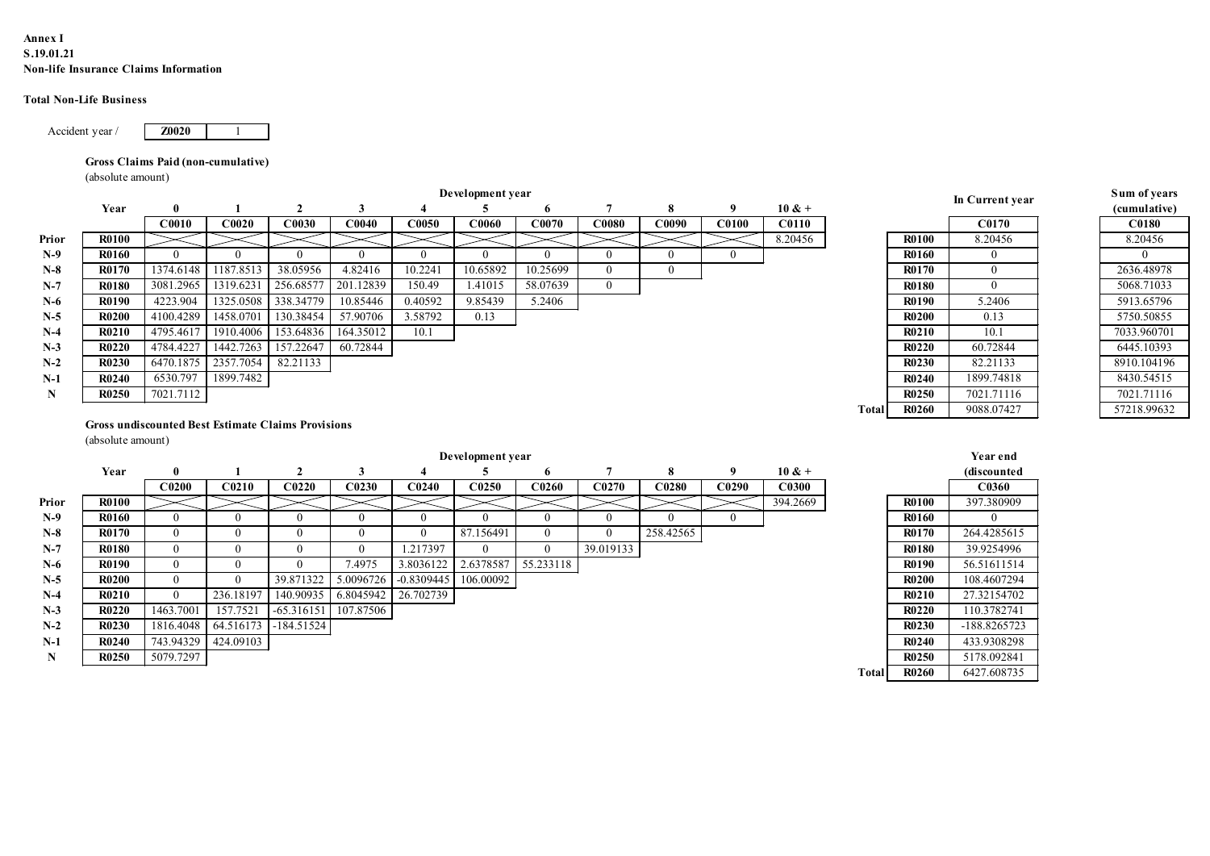**Annex I**
**S.19.01.21**
**Non-life Insurance Claims Information**

**Total Non-Life Business**

| Accident year / | Z0020 | 1 |
|---|---|---|

**Gross Claims Paid (non-cumulative)**
(absolute amount)

| | Year | 0 | 1 | 2 | 3 | 4 | 5 | 6 | 7 | 8 | 9 | 10 & + | | | In Current year | Sum of years (cumulative) |
|---|---|---|---|---|---|---|---|---|---|---|---|---|---|---|---|---|
| | | C0010 | C0020 | C0030 | C0040 | C0050 | C0060 | C0070 | C0080 | C0090 | C0100 | C0110 | | | C0170 | C0180 |
| Prior | R0100 | | | | | | | | | | | 8.20456 | | R0100 | 8.20456 | 8.20456 |
| N-9 | R0160 | 0 | 0 | 0 | 0 | 0 | 0 | 0 | 0 | 0 | 0 | | | R0160 | 0 | 0 |
| N-8 | R0170 | 1374.6148 | 1187.8513 | 38.05956 | 4.82416 | 10.2241 | 10.65892 | 10.25699 | 0 | 0 | | | | R0170 | 0 | 2636.48978 |
| N-7 | R0180 | 3081.2965 | 1319.6231 | 256.68577 | 201.12839 | 150.49 | 1.41015 | 58.07639 | 0 | | | | | R0180 | 0 | 5068.71033 |
| N-6 | R0190 | 4223.904 | 1325.0508 | 338.34779 | 10.85446 | 0.40592 | 9.85439 | 5.2406 | | | | | | R0190 | 5.2406 | 5913.65796 |
| N-5 | R0200 | 4100.4289 | 1458.0701 | 130.38454 | 57.90706 | 3.58792 | 0.13 | | | | | | | R0200 | 0.13 | 5750.50855 |
| N-4 | R0210 | 4795.4617 | 1910.4006 | 153.64836 | 164.35012 | 10.1 | | | | | | | | R0210 | 10.1 | 7033.960701 |
| N-3 | R0220 | 4784.4227 | 1442.7263 | 157.22647 | 60.72844 | | | | | | | | | R0220 | 60.72844 | 6445.10393 |
| N-2 | R0230 | 6470.1875 | 2357.7054 | 82.21133 | | | | | | | | | | R0230 | 82.21133 | 8910.104196 |
| N-1 | R0240 | 6530.797 | 1899.7482 | | | | | | | | | | | R0240 | 1899.74818 | 8430.54515 |
| N | R0250 | 7021.7112 | | | | | | | | | | | | R0250 | 7021.71116 | 7021.71116 |
| | | | | | | | | | | | | | Total | R0260 | 9088.07427 | 57218.99632 |

**Gross undiscounted Best Estimate Claims Provisions**
(absolute amount)

| | Year | 0 | 1 | 2 | 3 | 4 | 5 | 6 | 7 | 8 | 9 | 10 & + | | | Year end (discounted |
|---|---|---|---|---|---|---|---|---|---|---|---|---|---|---|---|
| | | C0200 | C0210 | C0220 | C0230 | C0240 | C0250 | C0260 | C0270 | C0280 | C0290 | C0300 | | | C0360 |
| Prior | R0100 | | | | | | | | | | | 394.2669 | | R0100 | 397.380909 |
| N-9 | R0160 | 0 | 0 | 0 | 0 | 0 | 0 | 0 | 0 | 0 | 0 | | | R0160 | 0 |
| N-8 | R0170 | 0 | 0 | 0 | 0 | 0 | 87.156491 | 0 | 0 | 258.42565 | | | | R0170 | 264.4285615 |
| N-7 | R0180 | 0 | 0 | 0 | 0 | 1.217397 | 0 | 0 | 39.019133 | | | | | R0180 | 39.9254996 |
| N-6 | R0190 | 0 | 0 | 0 | 7.4975 | 3.8036122 | 2.6378587 | 55.233118 | | | | | | R0190 | 56.51611514 |
| N-5 | R0200 | 0 | 0 | 39.871322 | 5.0096726 | -0.8309445 | 106.00092 | | | | | | | R0200 | 108.4607294 |
| N-4 | R0210 | 0 | 236.18197 | 140.90935 | 6.8045942 | 26.702739 | | | | | | | | R0210 | 27.32154702 |
| N-3 | R0220 | 1463.7001 | 157.7521 | -65.316151 | 107.87506 | | | | | | | | | R0220 | 110.3782741 |
| N-2 | R0230 | 1816.4048 | 64.516173 | -184.51524 | | | | | | | | | | R0230 | -188.8265723 |
| N-1 | R0240 | 743.94329 | 424.09103 | | | | | | | | | | | R0240 | 433.9308298 |
| N | R0250 | 5079.7297 | | | | | | | | | | | | R0250 | 5178.092841 |
| | | | | | | | | | | | | | Total | R0260 | 6427.608735 |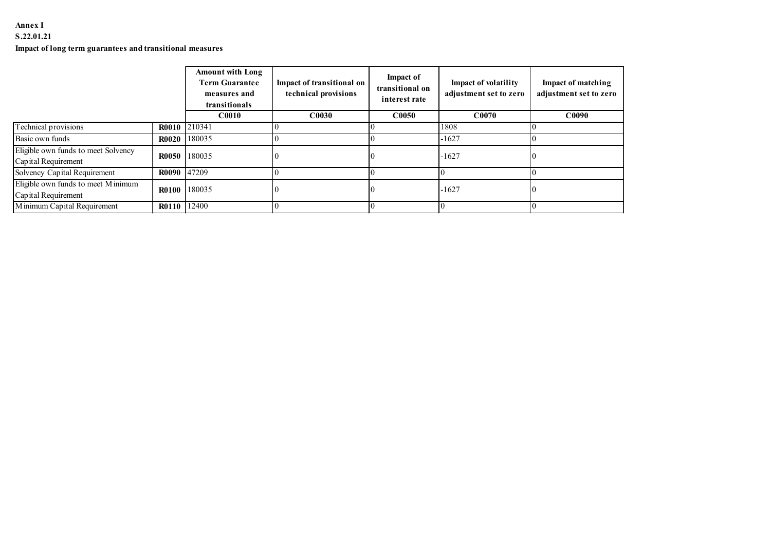**Annex I**

**S.22.01.21**

**Impact of long term guarantees and transitional measures**

| | | Amount with Long Term Guarantee measures and transitionals | Impact of transitional on technical provisions | Impact of transitional on interest rate | Impact of volatility adjustment set to zero | Impact of matching adjustment set to zero |
|---|---|---|---|---|---|---|
| | | C0010 | C0030 | C0050 | C0070 | C0090 |
| Technical provisions | R0010 | 210341 | 0 | 0 | 1808 | 0 |
| Basic own funds | R0020 | 180035 | 0 | 0 | -1627 | 0 |
| Eligible own funds to meet Solvency Capital Requirement | R0050 | 180035 | 0 | 0 | -1627 | 0 |
| Solvency Capital Requirement | R0090 | 47209 | 0 | 0 | 0 | 0 |
| Eligible own funds to meet Minimum Capital Requirement | R0100 | 180035 | 0 | 0 | -1627 | 0 |
| Minimum Capital Requirement | R0110 | 12400 | 0 | 0 | 0 | 0 |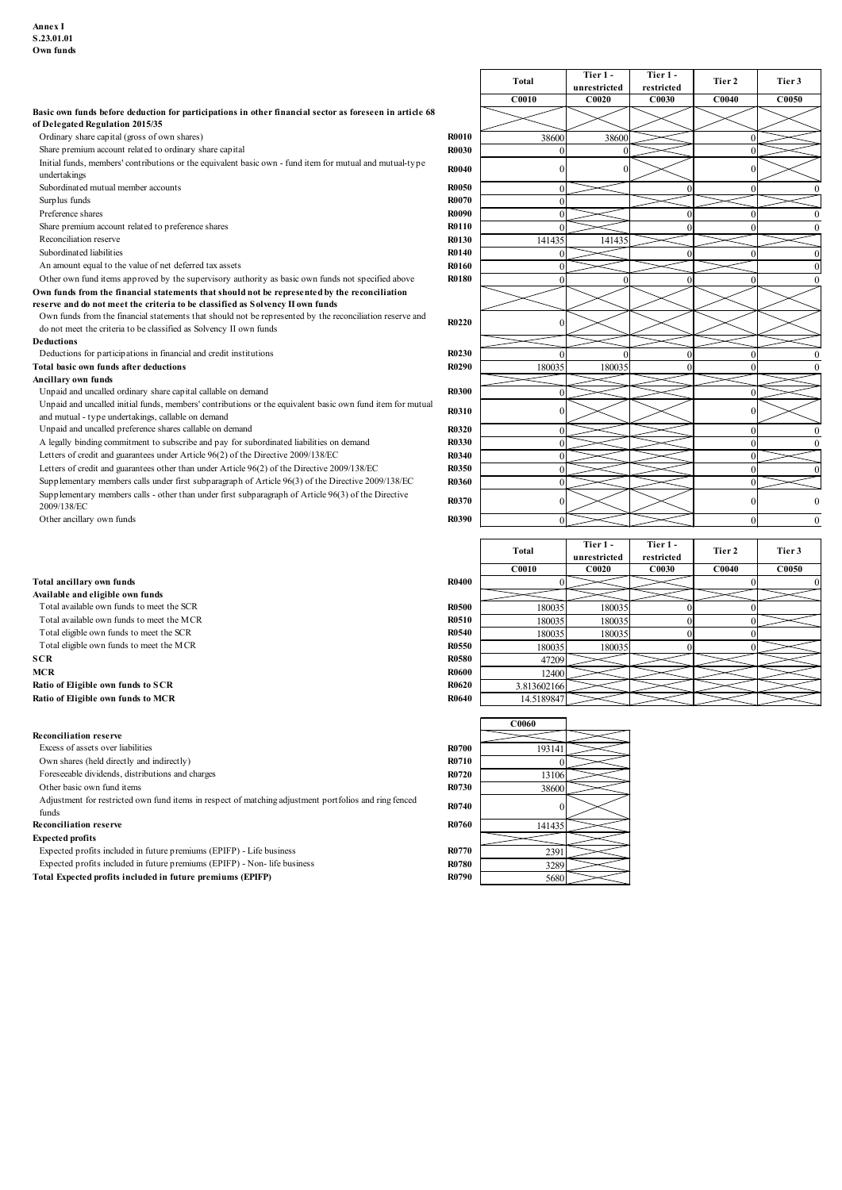**Annex I**
**S.23.01.01**
**Own funds**

| | | Total | Tier 1 - unrestricted | Tier 1 - restricted | Tier 2 | Tier 3 |
|---|---|---|---|---|---|---|
| | | C0010 | C0020 | C0030 | C0040 | C0050 |
| **Basic own funds before deduction for participations in other financial sector as foreseen in article 68 of Delegated Regulation 2015/35** | | | | | | |
| Ordinary share capital (gross of own shares) | R0010 | 38600 | 38600 | | 0 | |
| Share premium account related to ordinary share capital | R0030 | 0 | 0 | | 0 | |
| Initial funds, members' contributions or the equivalent basic own - fund item for mutual and mutual-type undertakings | R0040 | 0 | 0 | | 0 | |
| Subordinated mutual member accounts | R0050 | 0 | | 0 | 0 | 0 |
| Surplus funds | R0070 | 0 | | | | |
| Preference shares | R0090 | 0 | | 0 | 0 | 0 |
| Share premium account related to preference shares | R0110 | 0 | | 0 | 0 | 0 |
| Reconciliation reserve | R0130 | 141435 | 141435 | | | |
| Subordinated liabilities | R0140 | 0 | | 0 | 0 | 0 |
| An amount equal to the value of net deferred tax assets | R0160 | 0 | | | | 0 |
| Other own fund items approved by the supervisory authority as basic own funds not specified above | R0180 | 0 | 0 | 0 | 0 | 0 |
| **Own funds from the financial statements that should not be represented by the reconciliation reserve and do not meet the criteria to be classified as Solvency II own funds** | | | | | | |
| Own funds from the financial statements that should not be represented by the reconciliation reserve and do not meet the criteria to be classified as Solvency II own funds | R0220 | 0 | | | | |
| **Deductions** | | | | | | |
| Deductions for participations in financial and credit institutions | R0230 | 0 | 0 | 0 | 0 | 0 |
| **Total basic own funds after deductions** | R0290 | 180035 | 180035 | 0 | 0 | 0 |
| **Ancillary own funds** | | | | | | |
| Unpaid and uncalled ordinary share capital callable on demand | R0300 | 0 | | | 0 | |
| Unpaid and uncalled initial funds, members' contributions or the equivalent basic own fund item for mutual and mutual - type undertakings, callable on demand | R0310 | 0 | | | 0 | |
| Unpaid and uncalled preference shares callable on demand | R0320 | 0 | | | 0 | 0 |
| A legally binding commitment to subscribe and pay for subordinated liabilities on demand | R0330 | 0 | | | 0 | 0 |
| Letters of credit and guarantees under Article 96(2) of the Directive 2009/138/EC | R0340 | 0 | | | 0 | |
| Letters of credit and guarantees other than under Article 96(2) of the Directive 2009/138/EC | R0350 | 0 | | | 0 | 0 |
| Supplementary members calls under first subparagraph of Article 96(3) of the Directive 2009/138/EC | R0360 | 0 | | | 0 | |
| Supplementary members calls - other than under first subparagraph of Article 96(3) of the Directive 2009/138/EC | R0370 | 0 | | | 0 | 0 |
| Other ancillary own funds | R0390 | 0 | | | 0 | 0 |

| | | Total | Tier 1 - unrestricted | Tier 1 - restricted | Tier 2 | Tier 3 |
|---|---|---|---|---|---|---|
| | | C0010 | C0020 | C0030 | C0040 | C0050 |
| **Total ancillary own funds** | R0400 | 0 | | | 0 | 0 |
| **Available and eligible own funds** | | | | | | |
| Total available own funds to meet the SCR | R0500 | 180035 | 180035 | 0 | 0 | |
| Total available own funds to meet the MCR | R0510 | 180035 | 180035 | 0 | 0 | |
| Total eligible own funds to meet the SCR | R0540 | 180035 | 180035 | 0 | 0 | |
| Total eligible own funds to meet the MCR | R0550 | 180035 | 180035 | 0 | 0 | |
| **SCR** | R0580 | 47209 | | | | |
| **MCR** | R0600 | 12400 | | | | |
| **Ratio of Eligible own funds to SCR** | R0620 | 3.813602166 | | | | |
| **Ratio of Eligible own funds to MCR** | R0640 | 14.5189847 | | | | |

| | | C0060 |
|---|---|---|
| **Reconciliation reserve** | | |
| Excess of assets over liabilities | R0700 | 193141 |
| Own shares (held directly and indirectly) | R0710 | 0 |
| Foreseeable dividends, distributions and charges | R0720 | 13106 |
| Other basic own fund items | R0730 | 38600 |
| Adjustment for restricted own fund items in respect of matching adjustment portfolios and ring fenced funds | R0740 | 0 |
| **Reconciliation reserve** | R0760 | 141435 |
| **Expected profits** | | |
| Expected profits included in future premiums (EPIFP) - Life business | R0770 | 2391 |
| Expected profits included in future premiums (EPIFP) - Non- life business | R0780 | 3289 |
| **Total Expected profits included in future premiums (EPIFP)** | R0790 | 5680 |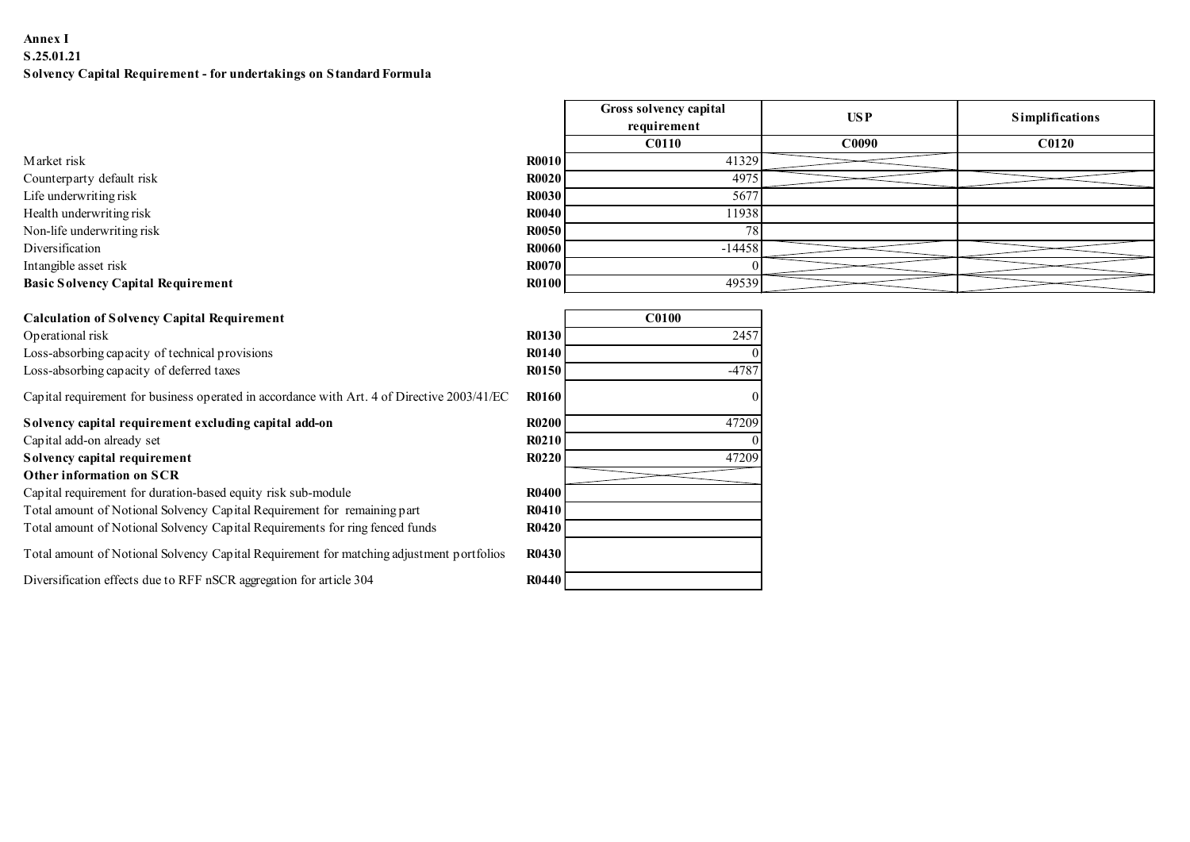**Annex I**
**S.25.01.21**
**Solvency Capital Requirement - for undertakings on Standard Formula**

| | | Gross solvency capital requirement | USP | Simplifications |
|---|---|---|---|---|
| | | C0110 | C0090 | C0120 |
| Market risk | R0010 | 41329 | | |
| Counterparty default risk | R0020 | 4975 | | |
| Life underwriting risk | R0030 | 5677 | | |
| Health underwriting risk | R0040 | 11938 | | |
| Non-life underwriting risk | R0050 | 78 | | |
| Diversification | R0060 | -14458 | | |
| Intangible asset risk | R0070 | 0 | | |
| **Basic Solvency Capital Requirement** | R0100 | 49539 | | |

| **Calculation of Solvency Capital Requirement** | | C0100 |
|---|---|---|
| Operational risk | R0130 | 2457 |
| Loss-absorbing capacity of technical provisions | R0140 | 0 |
| Loss-absorbing capacity of deferred taxes | R0150 | -4787 |
| Capital requirement for business operated in accordance with Art. 4 of Directive 2003/41/EC | R0160 | 0 |
| **Solvency capital requirement excluding capital add-on** | R0200 | 47209 |
| Capital add-on already set | R0210 | 0 |
| **Solvency capital requirement** | R0220 | 47209 |
| **Other information on SCR** | | |
| Capital requirement for duration-based equity risk sub-module | R0400 | |
| Total amount of Notional Solvency Capital Requirement for remaining part | R0410 | |
| Total amount of Notional Solvency Capital Requirements for ring fenced funds | R0420 | |
| Total amount of Notional Solvency Capital Requirement for matching adjustment portfolios | R0430 | |
| Diversification effects due to RFF nSCR aggregation for article 304 | R0440 | |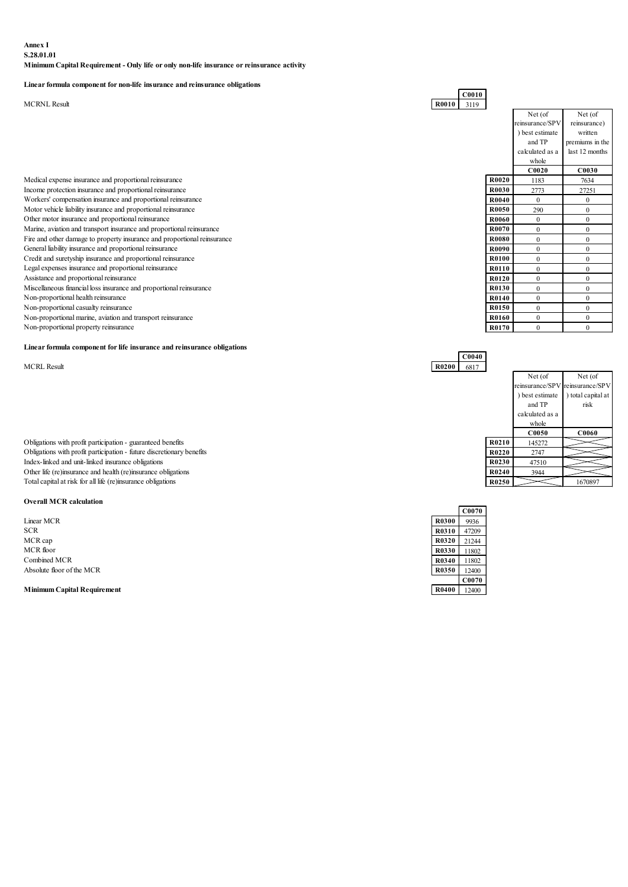**Annex I**

**S.28.01.01**

**Minimum Capital Requirement - Only life or only non-life insurance or reinsurance activity**

**Linear formula component for non-life insurance and reinsurance obligations**

| | | C0010 |
|---|---|---|
| MCRNL Result | R0010 | 3119 |

| | | Net (of reinsurance/SPV) best estimate and TP calculated as a whole | Net (of reinsurance) written premiums in the last 12 months |
|---|---|---|---|
| | | C0020 | C0030 |
| Medical expense insurance and proportional reinsurance | R0020 | 1183 | 7634 |
| Income protection insurance and proportional reinsurance | R0030 | 2773 | 27251 |
| Workers' compensation insurance and proportional reinsurance | R0040 | 0 | 0 |
| Motor vehicle liability insurance and proportional reinsurance | R0050 | 290 | 0 |
| Other motor insurance and proportional reinsurance | R0060 | 0 | 0 |
| Marine, aviation and transport insurance and proportional reinsurance | R0070 | 0 | 0 |
| Fire and other damage to property insurance and proportional reinsurance | R0080 | 0 | 0 |
| General liability insurance and proportional reinsurance | R0090 | 0 | 0 |
| Credit and suretyship insurance and proportional reinsurance | R0100 | 0 | 0 |
| Legal expenses insurance and proportional reinsurance | R0110 | 0 | 0 |
| Assistance and proportional reinsurance | R0120 | 0 | 0 |
| Miscellaneous financial loss insurance and proportional reinsurance | R0130 | 0 | 0 |
| Non-proportional health reinsurance | R0140 | 0 | 0 |
| Non-proportional casualty reinsurance | R0150 | 0 | 0 |
| Non-proportional marine, aviation and transport reinsurance | R0160 | 0 | 0 |
| Non-proportional property reinsurance | R0170 | 0 | 0 |

**Linear formula component for life insurance and reinsurance obligations**

| | | C0040 |
|---|---|---|
| MCRL Result | R0200 | 6817 |

| | | Net (of reinsurance/SPV) best estimate and TP calculated as a whole | Net (of reinsurance/SPV) total capital at risk |
|---|---|---|---|
| | | C0050 | C0060 |
| Obligations with profit participation - guaranteed benefits | R0210 | 145272 | |
| Obligations with profit participation - future discretionary benefits | R0220 | 2747 | |
| Index-linked and unit-linked insurance obligations | R0230 | 47510 | |
| Other life (re)insurance and health (re)insurance obligations | R0240 | 3944 | |
| Total capital at risk for all life (re)insurance obligations | R0250 | | 1670897 |

**Overall MCR calculation**

| | | C0070 |
|---|---|---|
| Linear MCR | R0300 | 9936 |
| SCR | R0310 | 47209 |
| MCR cap | R0320 | 21244 |
| MCR floor | R0330 | 11802 |
| Combined MCR | R0340 | 11802 |
| Absolute floor of the MCR | R0350 | 12400 |
| | | C0070 |
| **Minimum Capital Requirement** | R0400 | 12400 |